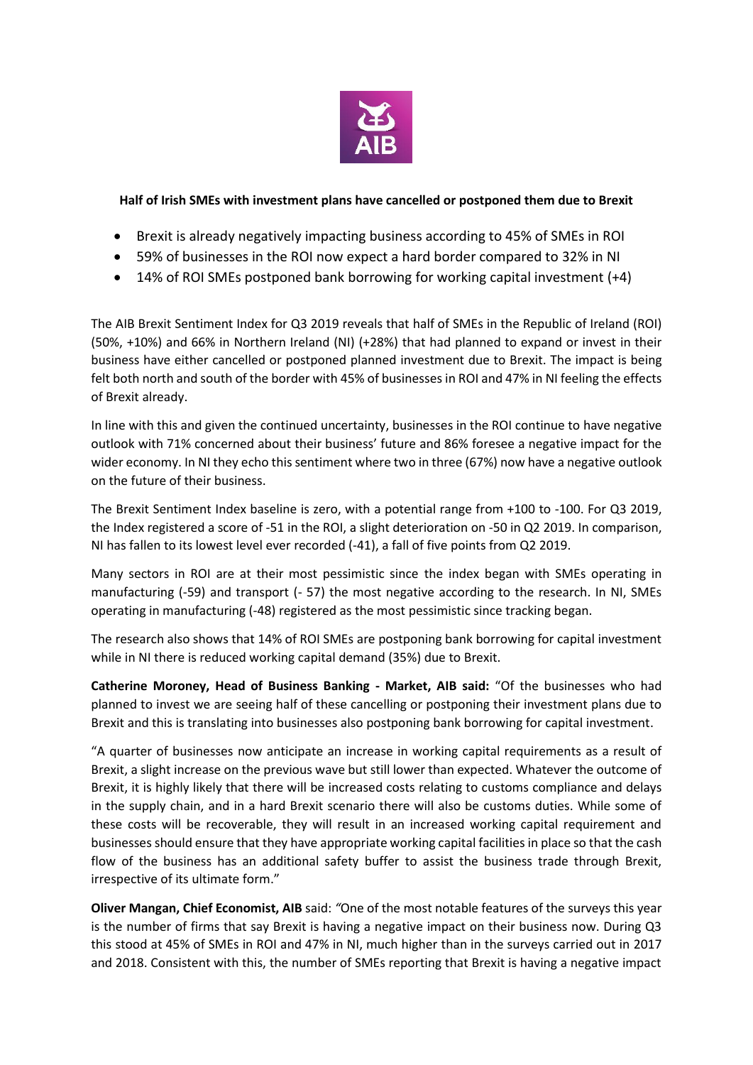**Half of Irish SMEs with investment plans have cancelled or postponed them due to Brexit**

- Brexit is already negatively impacting business according to 45% of SMEs in ROI
- 59% of businesses in the ROI now expect a hard border compared to 32% in NI
- 14% of ROI SMEs postponed bank borrowing for working capital investment (+4)

The AIB Brexit Sentiment Index for Q3 2019 reveals that half of SMEs in the Republic of Ireland (ROI) (50%, +10%) and 66% in Northern Ireland (NI) (+28%) that had planned to expand or invest in their business have either cancelled or postponed planned investment due to Brexit. The impact is being felt both north and south of the border with 45% of businesses in ROI and 47% in NI feeling the effects of Brexit already.

In line with this and given the continued uncertainty, businesses in the ROI continue to have negative outlook with 71% concerned about their business' future and 86% foresee a negative impact for the wider economy. In NI they echo this sentiment where two in three (67%) now have a negative outlook on the future of their business.

The Brexit Sentiment Index baseline is zero, with a potential range from +100 to -100. For Q3 2019, the Index registered a score of -51 in the ROI, a slight deterioration on -50 in Q2 2019. In comparison, NI has fallen to its lowest level ever recorded (-41), a fall of five points from Q2 2019.

Many sectors in ROI are at their most pessimistic since the index began with SMEs operating in manufacturing (-59) and transport (- 57) the most negative according to the research. In NI, SMEs operating in manufacturing (-48) registered as the most pessimistic since tracking began.

The research also shows that 14% of ROI SMEs are postponing bank borrowing for capital investment while in NI there is reduced working capital demand (35%) due to Brexit.

**Catherine Moroney, Head of Business Banking - Market, AIB said:** "Of the businesses who had planned to invest we are seeing half of these cancelling or postponing their investment plans due to Brexit and this is translating into businesses also postponing bank borrowing for capital investment.

"A quarter of businesses now anticipate an increase in working capital requirements as a result of Brexit, a slight increase on the previous wave but still lower than expected. Whatever the outcome of Brexit, it is highly likely that there will be increased costs relating to customs compliance and delays in the supply chain, and in a hard Brexit scenario there will also be customs duties. While some of these costs will be recoverable, they will result in an increased working capital requirement and businesses should ensure that they have appropriate working capital facilities in place so that the cash flow of the business has an additional safety buffer to assist the business trade through Brexit, irrespective of its ultimate form."

**Oliver Mangan, Chief Economist, AIB** said: *"*One of the most notable features of the surveys this year is the number of firms that say Brexit is having a negative impact on their business now. During Q3 this stood at 45% of SMEs in ROI and 47% in NI, much higher than in the surveys carried out in 2017 and 2018. Consistent with this, the number of SMEs reporting that Brexit is having a negative impact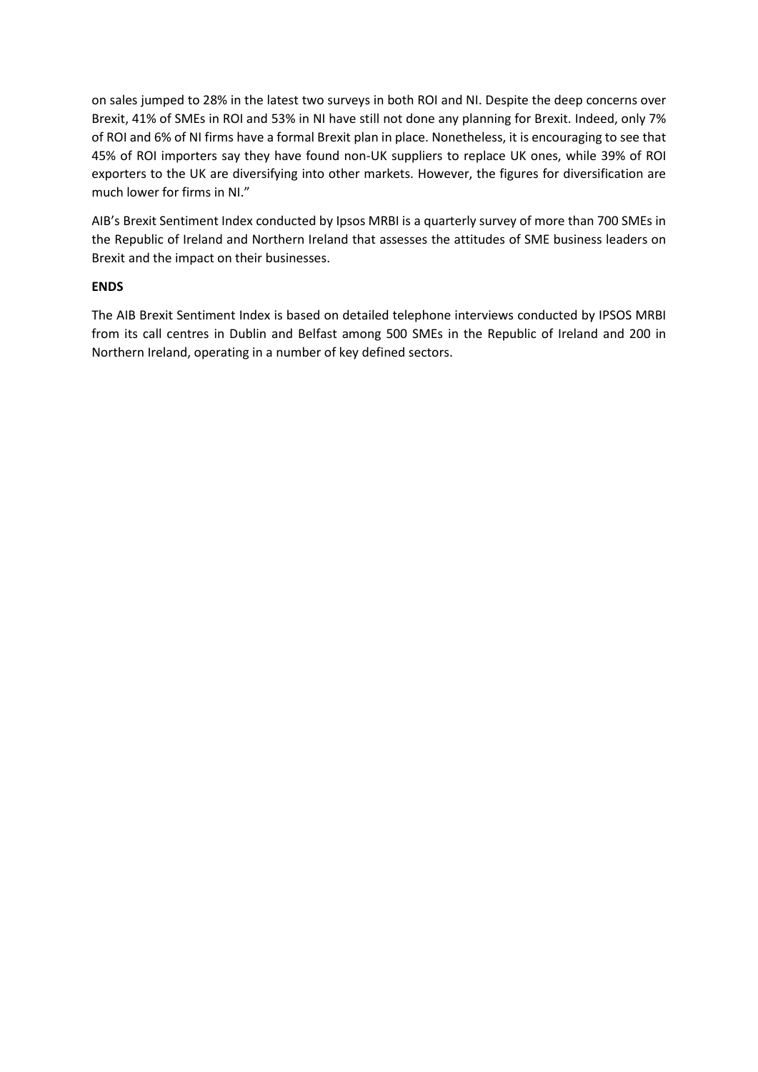on sales jumped to 28% in the latest two surveys in both ROI and NI. Despite the deep concerns over Brexit, 41% of SMEs in ROI and 53% in NI have still not done any planning for Brexit. Indeed, only 7% of ROI and 6% of NI firms have a formal Brexit plan in place. Nonetheless, it is encouraging to see that 45% of ROI importers say they have found non-UK suppliers to replace UK ones, while 39% of ROI exporters to the UK are diversifying into other markets. However, the figures for diversification are much lower for firms in NI."

AIB's Brexit Sentiment Index conducted by Ipsos MRBI is a quarterly survey of more than 700 SMEs in the Republic of Ireland and Northern Ireland that assesses the attitudes of SME business leaders on Brexit and the impact on their businesses.

**ENDS**

The AIB Brexit Sentiment Index is based on detailed telephone interviews conducted by IPSOS MRBI from its call centres in Dublin and Belfast among 500 SMEs in the Republic of Ireland and 200 in Northern Ireland, operating in a number of key defined sectors.